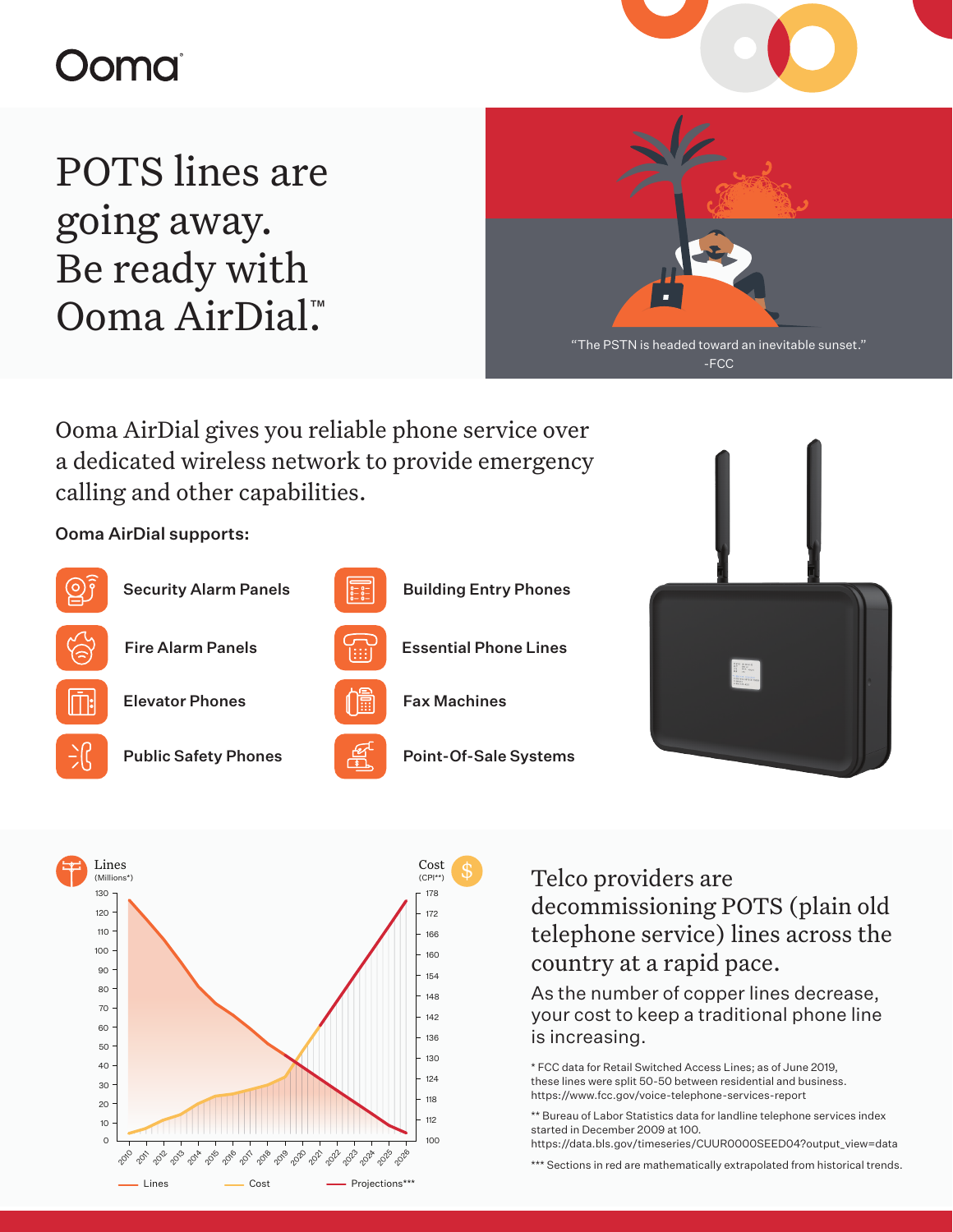# POTS lines are going away. Be ready with Ooma AirDial™

"The PSTN is headed toward an inevitable sunset."
-FCC

Ooma AirDial gives you reliable phone service over a dedicated wireless network to provide emergency calling and other capabilities.

**Ooma AirDial supports:**

- **Security Alarm Panels**
- **Fire Alarm Panels**
- **Elevator Phones**
- **Public Safety Phones**
- **Building Entry Phones**
- **Essential Phone Lines**
- **Fax Machines**
- **Point-Of-Sale Systems**

## Telco providers are decommissioning POTS (plain old telephone service) lines across the country at a rapid pace.

As the number of copper lines decrease, your cost to keep a traditional phone line is increasing.

\* FCC data for Retail Switched Access Lines; as of June 2019, these lines were split 50-50 between residential and business. https://www.fcc.gov/voice-telephone-services-report

\** Bureau of Labor Statistics data for landline telephone services index started in December 2009 at 100. https://data.bls.gov/timeseries/CUUR0000SEED04?output_view=data

\*** Sections in red are mathematically extrapolated from historical trends.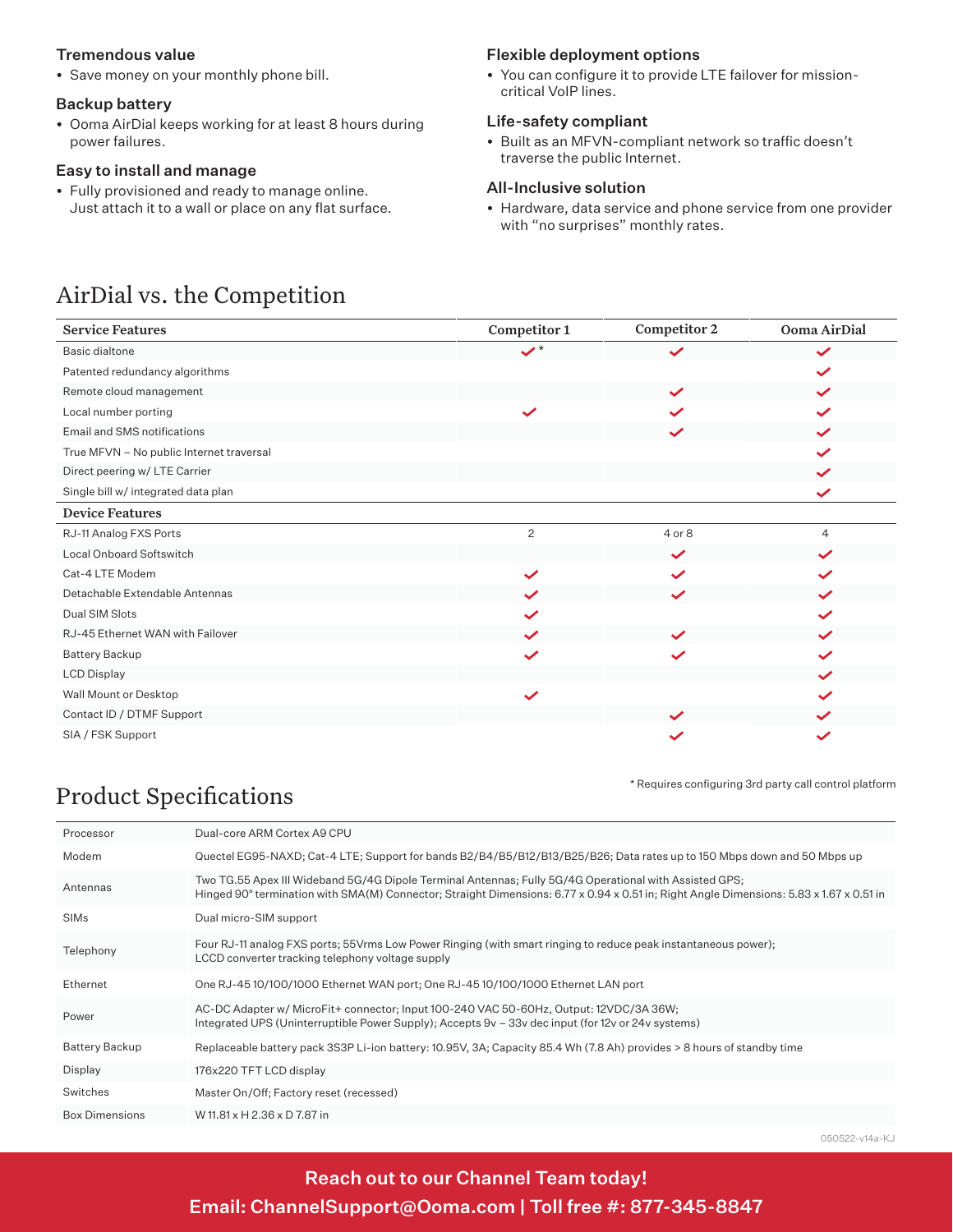### Tremendous value

- Save money on your monthly phone bill.

### Backup battery

- Ooma AirDial keeps working for at least 8 hours during power failures.

### Easy to install and manage

- Fully provisioned and ready to manage online. Just attach it to a wall or place on any flat surface.

### Flexible deployment options

- You can configure it to provide LTE failover for mission-critical VoIP lines.

### Life-safety compliant

- Built as an MFVN-compliant network so traffic doesn't traverse the public Internet.

### All-Inclusive solution

- Hardware, data service and phone service from one provider with "no surprises" monthly rates.

## AirDial vs. the Competition

| Service Features | Competitor 1 | Competitor 2 | Ooma AirDial |
|---|---|---|---|
| Basic dialtone | ✔ * | ✔ | ✔ |
| Patented redundancy algorithms | | | ✔ |
| Remote cloud management | | ✔ | ✔ |
| Local number porting | ✔ | ✔ | ✔ |
| Email and SMS notifications | | ✔ | ✔ |
| True MFVN – No public Internet traversal | | | ✔ |
| Direct peering w/ LTE Carrier | | | ✔ |
| Single bill w/ integrated data plan | | | ✔ |
| **Device Features** | | | |
| RJ-11 Analog FXS Ports | 2 | 4 or 8 | 4 |
| Local Onboard Softswitch | | ✔ | ✔ |
| Cat-4 LTE Modem | ✔ | ✔ | ✔ |
| Detachable Extendable Antennas | ✔ | ✔ | ✔ |
| Dual SIM Slots | ✔ | | ✔ |
| RJ-45 Ethernet WAN with Failover | ✔ | ✔ | ✔ |
| Battery Backup | ✔ | ✔ | ✔ |
| LCD Display | | | ✔ |
| Wall Mount or Desktop | ✔ | | ✔ |
| Contact ID / DTMF Support | | ✔ | ✔ |
| SIA / FSK Support | | ✔ | ✔ |

\* Requires configuring 3rd party call control platform

## Product Specifications

| | |
|---|---|
| Processor | Dual-core ARM Cortex A9 CPU |
| Modem | Quectel EG95-NAXD; Cat-4 LTE; Support for bands B2/B4/B5/B12/B13/B25/B26; Data rates up to 150 Mbps down and 50 Mbps up |
| Antennas | Two TG.55 Apex III Wideband 5G/4G Dipole Terminal Antennas; Fully 5G/4G Operational with Assisted GPS; Hinged 90° termination with SMA(M) Connector; Straight Dimensions: 6.77 x 0.94 x 0.51 in; Right Angle Dimensions: 5.83 x 1.67 x 0.51 in |
| SIMs | Dual micro-SIM support |
| Telephony | Four RJ-11 analog FXS ports; 55Vrms Low Power Ringing (with smart ringing to reduce peak instantaneous power); LCCD converter tracking telephony voltage supply |
| Ethernet | One RJ-45 10/100/1000 Ethernet WAN port; One RJ-45 10/100/1000 Ethernet LAN port |
| Power | AC-DC Adapter w/ MicroFit+ connector; Input 100-240 VAC 50-60Hz, Output: 12VDC/3A 36W; Integrated UPS (Uninterruptible Power Supply); Accepts 9v – 33v dec input (for 12v or 24v systems) |
| Battery Backup | Replaceable battery pack 3S3P Li-ion battery: 10.95V, 3A; Capacity 85.4 Wh (7.8 Ah) provides > 8 hours of standby time |
| Display | 176x220 TFT LCD display |
| Switches | Master On/Off; Factory reset (recessed) |
| Box Dimensions | W 11.81 x H 2.36 x D 7.87 in |

050522-v14a-KJ

**Reach out to our Channel Team today!**

**Email: ChannelSupport@Ooma.com | Toll free #: 877-345-8847**